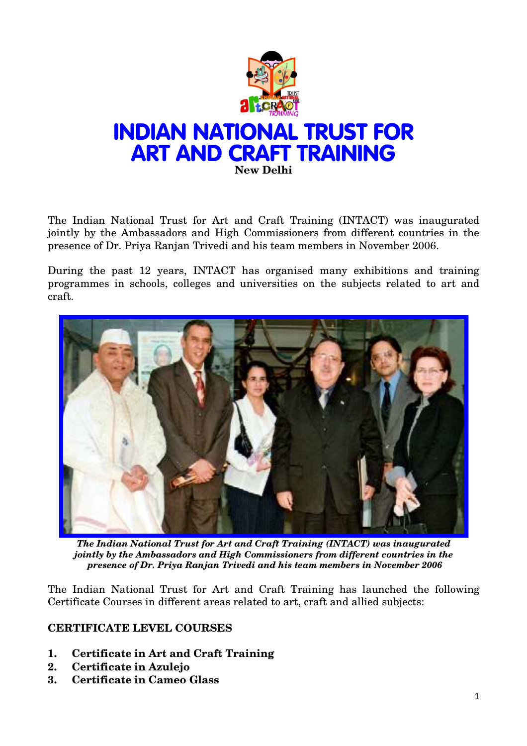# INDIAN NATIONAL TRUST FOR ART AND CRAFT TRAINING

**New Delhi**

The Indian National Trust for Art and Craft Training (INTACT) was inaugurated jointly by the Ambassadors and High Commissioners from different countries in the presence of Dr. Priya Ranjan Trivedi and his team members in November 2006.

During the past 12 years, INTACT has organised many exhibitions and training programmes in schools, colleges and universities on the subjects related to art and craft.

***The Indian National Trust for Art and Craft Training (INTACT) was inaugurated jointly by the Ambassadors and High Commissioners from different countries in the presence of Dr. Priya Ranjan Trivedi and his team members in November 2006***

The Indian National Trust for Art and Craft Training has launched the following Certificate Courses in different areas related to art, craft and allied subjects:

**CERTIFICATE LEVEL COURSES**

1. **Certificate in Art and Craft Training**
2. **Certificate in Azulejo**
3. **Certificate in Cameo Glass**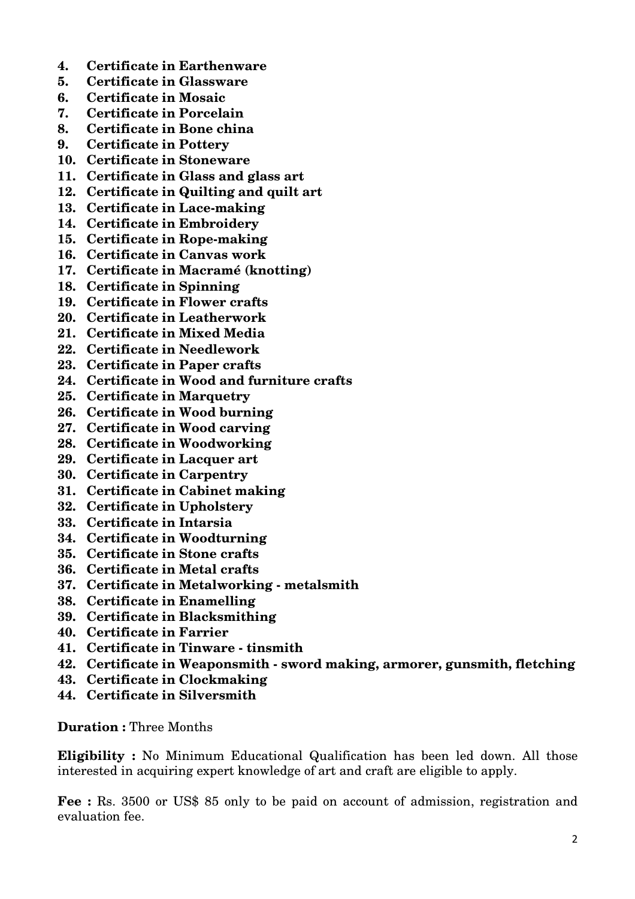4. **Certificate in Earthenware**
5. **Certificate in Glassware**
6. **Certificate in Mosaic**
7. **Certificate in Porcelain**
8. **Certificate in Bone china**
9. **Certificate in Pottery**
10. **Certificate in Stoneware**
11. **Certificate in Glass and glass art**
12. **Certificate in Quilting and quilt art**
13. **Certificate in Lace-making**
14. **Certificate in Embroidery**
15. **Certificate in Rope-making**
16. **Certificate in Canvas work**
17. **Certificate in Macramé (knotting)**
18. **Certificate in Spinning**
19. **Certificate in Flower crafts**
20. **Certificate in Leatherwork**
21. **Certificate in Mixed Media**
22. **Certificate in Needlework**
23. **Certificate in Paper crafts**
24. **Certificate in Wood and furniture crafts**
25. **Certificate in Marquetry**
26. **Certificate in Wood burning**
27. **Certificate in Wood carving**
28. **Certificate in Woodworking**
29. **Certificate in Lacquer art**
30. **Certificate in Carpentry**
31. **Certificate in Cabinet making**
32. **Certificate in Upholstery**
33. **Certificate in Intarsia**
34. **Certificate in Woodturning**
35. **Certificate in Stone crafts**
36. **Certificate in Metal crafts**
37. **Certificate in Metalworking - metalsmith**
38. **Certificate in Enamelling**
39. **Certificate in Blacksmithing**
40. **Certificate in Farrier**
41. **Certificate in Tinware - tinsmith**
42. **Certificate in Weaponsmith - sword making, armorer, gunsmith, fletching**
43. **Certificate in Clockmaking**
44. **Certificate in Silversmith**

**Duration :** Three Months

**Eligibility :** No Minimum Educational Qualification has been led down. All those interested in acquiring expert knowledge of art and craft are eligible to apply.

**Fee :** Rs. 3500 or US$ 85 only to be paid on account of admission, registration and evaluation fee.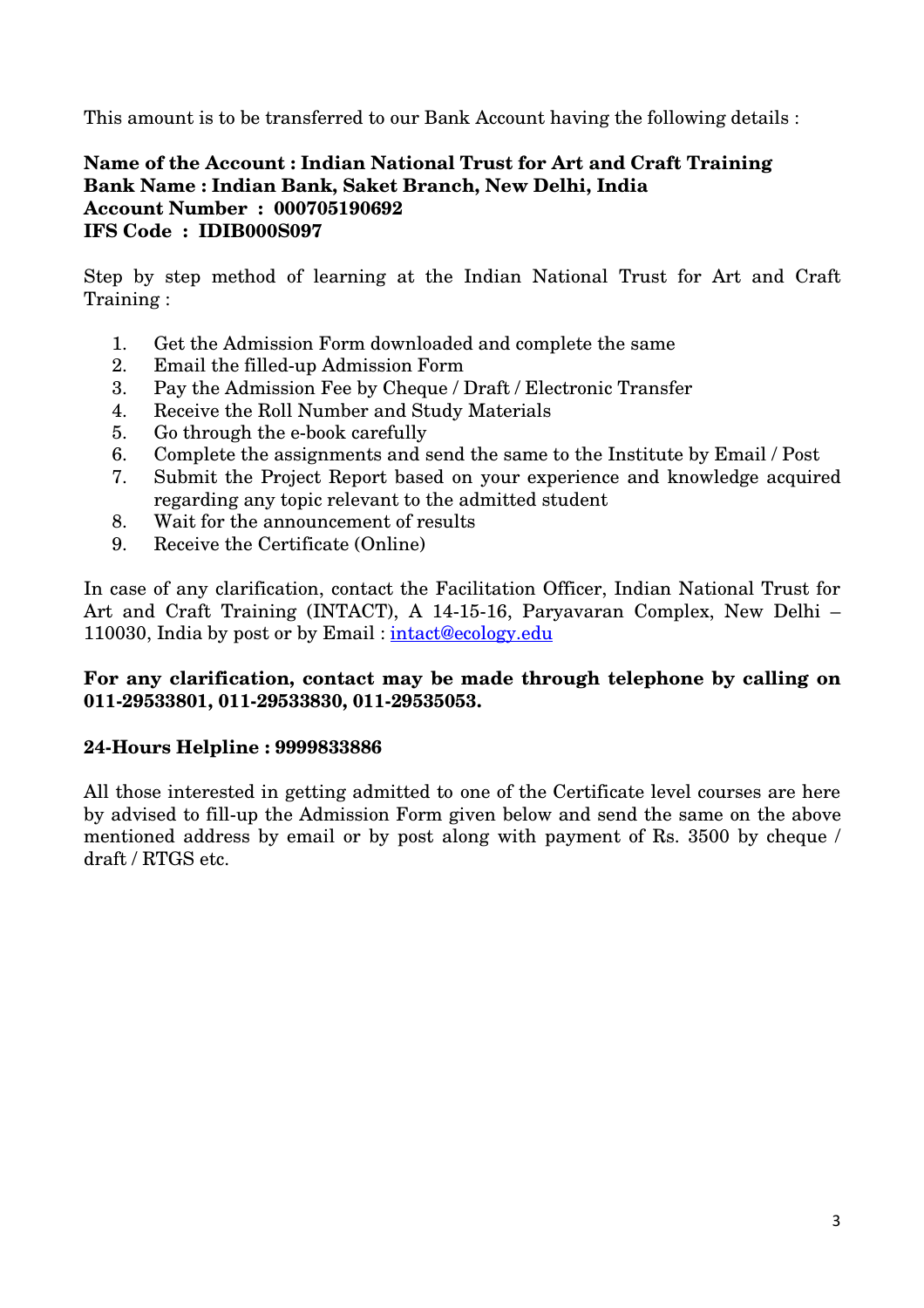This amount is to be transferred to our Bank Account having the following details :

**Name of the Account : Indian National Trust for Art and Craft Training**
**Bank Name : Indian Bank, Saket Branch, New Delhi, India**
**Account Number : 000705190692**
**IFS Code : IDIB000S097**

Step by step method of learning at the Indian National Trust for Art and Craft Training :

1. Get the Admission Form downloaded and complete the same
2. Email the filled-up Admission Form
3. Pay the Admission Fee by Cheque / Draft / Electronic Transfer
4. Receive the Roll Number and Study Materials
5. Go through the e-book carefully
6. Complete the assignments and send the same to the Institute by Email / Post
7. Submit the Project Report based on your experience and knowledge acquired regarding any topic relevant to the admitted student
8. Wait for the announcement of results
9. Receive the Certificate (Online)

In case of any clarification, contact the Facilitation Officer, Indian National Trust for Art and Craft Training (INTACT), A 14-15-16, Paryavaran Complex, New Delhi – 110030, India by post or by Email : intact@ecology.edu

**For any clarification, contact may be made through telephone by calling on 011-29533801, 011-29533830, 011-29535053.**

**24-Hours Helpline : 9999833886**

All those interested in getting admitted to one of the Certificate level courses are here by advised to fill-up the Admission Form given below and send the same on the above mentioned address by email or by post along with payment of Rs. 3500 by cheque / draft / RTGS etc.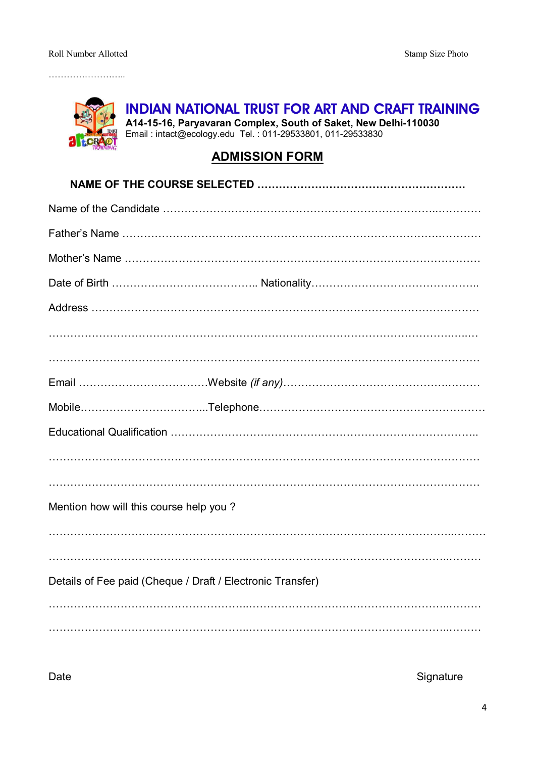Roll Number Allotted                                                                                                                Stamp Size Photo

……………………..

# INDIAN NATIONAL TRUST FOR ART AND CRAFT TRAINING

**A14-15-16, Paryavaran Complex, South of Saket, New Delhi-110030**

Email : intact@ecology.edu  Tel. : 011-29533801, 011-29533830

## ADMISSION FORM

**NAME OF THE COURSE SELECTED ……………………………………………….**

Name of the Candidate ……………………………………………………………..…………

Father's Name …………………………………………………………………….……………

Mother's Name …………………………………………………………………………………

Date of Birth ………………………………….. Nationality………………………………………..

Address ……………………………………….…………………………………………………

……………………………………………………………………………………………….….…

………………………………………………………………………………………………………

Email ………………………………Website *(if any)*……………………………………….………

Mobile……………………………...Telephone……………………………………………………

Educational Qualification ……………………….…………………….…………………………..

………………………………………………………………………………………………………

………………………………………………………………………………………………………

Mention how will this course help you ?

……………………………………………………………………………………………..………

……………………………………………...……………………………………………..………

Details of Fee paid (Cheque / Draft / Electronic Transfer)

……………………………………………...……………………………………………..………

……………………………………………...……………………………………………..………

Date                                                                                                                                                Signature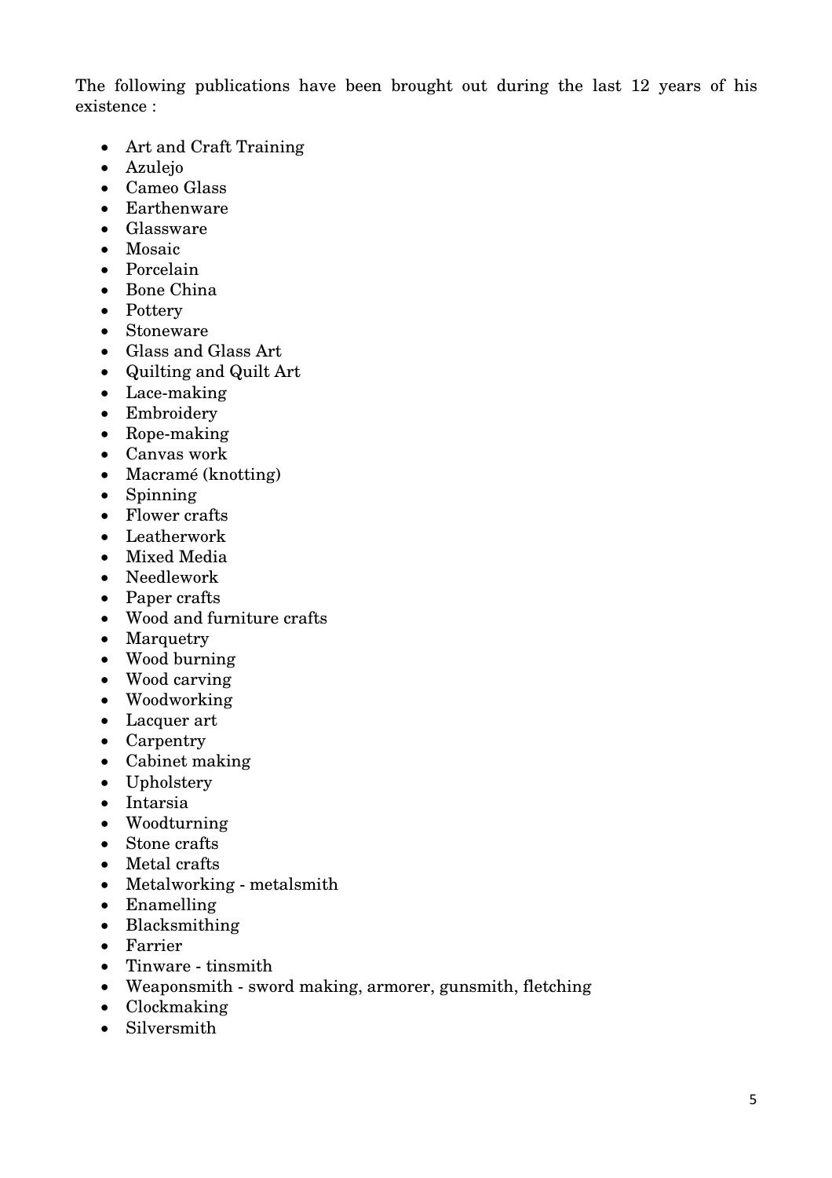The following publications have been brought out during the last 12 years of his existence :

- Art and Craft Training
- Azulejo
- Cameo Glass
- Earthenware
- Glassware
- Mosaic
- Porcelain
- Bone China
- Pottery
- Stoneware
- Glass and Glass Art
- Quilting and Quilt Art
- Lace-making
- Embroidery
- Rope-making
- Canvas work
- Macramé (knotting)
- Spinning
- Flower crafts
- Leatherwork
- Mixed Media
- Needlework
- Paper crafts
- Wood and furniture crafts
- Marquetry
- Wood burning
- Wood carving
- Woodworking
- Lacquer art
- Carpentry
- Cabinet making
- Upholstery
- Intarsia
- Woodturning
- Stone crafts
- Metal crafts
- Metalworking - metalsmith
- Enamelling
- Blacksmithing
- Farrier
- Tinware - tinsmith
- Weaponsmith - sword making, armorer, gunsmith, fletching
- Clockmaking
- Silversmith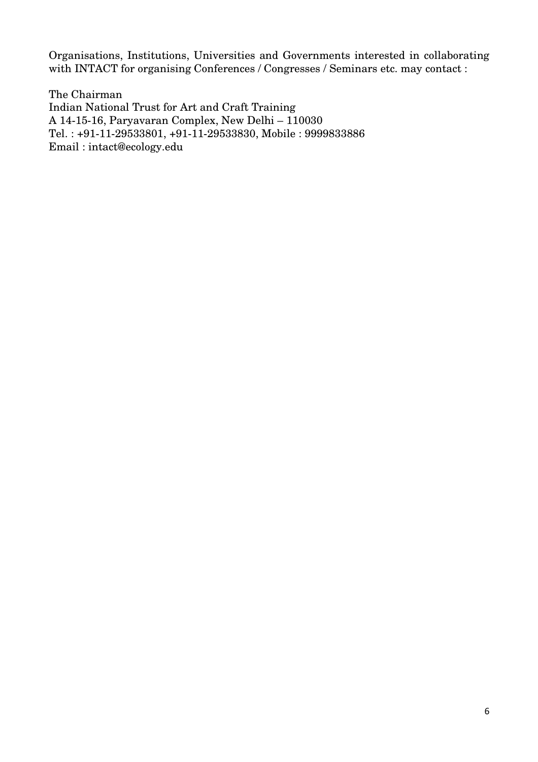Organisations, Institutions, Universities and Governments interested in collaborating with INTACT for organising Conferences / Congresses / Seminars etc. may contact :

The Chairman
Indian National Trust for Art and Craft Training
A 14-15-16, Paryavaran Complex, New Delhi – 110030
Tel. : +91-11-29533801, +91-11-29533830, Mobile : 9999833886
Email : intact@ecology.edu